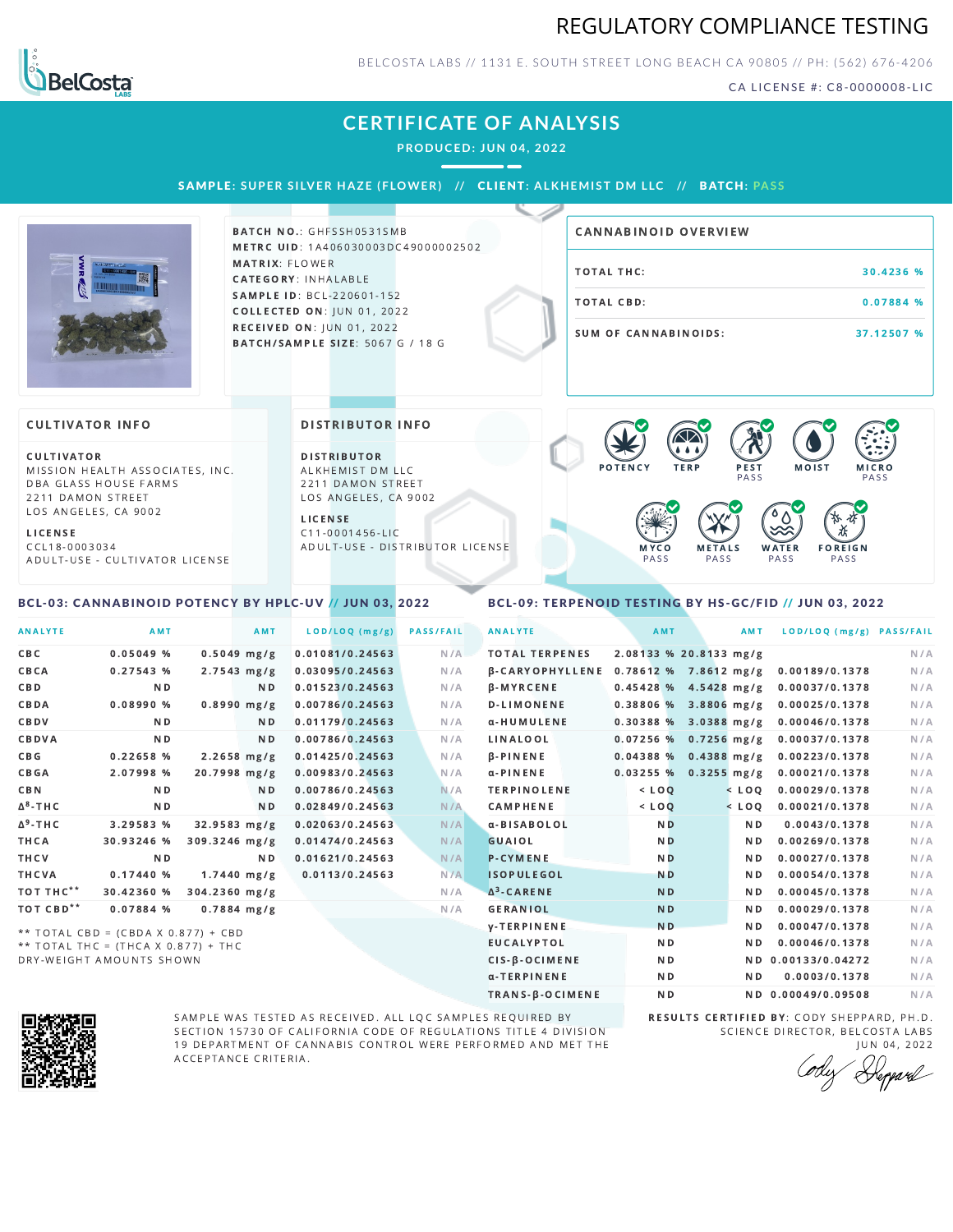# REGULATORY COMPLIANCE TESTING

BELCOSTA LABS // 1131 E. SOUTH STREET LONG BEACH CA 90805 // PH: (562) 676-4206

CA LICENSE #: C8-0000008-LIC

## CERTIFICATE OF ANALYSIS

**PRODUCED: JUN 04, 2022**

**SAMPLE:** SUPER SILVER HAZE (FLOWER) // **CLIENT:** ALKHEMIST DM LLC // **BATCH:** PASS

**BATCH NO.:** GHFSSH0531SMB
**METRC UID:** 1A406030003DC49000002502
**MATRIX:** FLOWER
**CATEGORY:** INHALABLE
**SAMPLE ID:** BCL-220601-152
**COLLECTED ON:** JUN 01, 2022
**RECEIVED ON:** JUN 01, 2022
**BATCH/SAMPLE SIZE:** 5067 G / 18 G

### CANNABINOID OVERVIEW

| | |
|---|---|
| TOTAL THC: | 30.4236 % |
| TOTAL CBD: | 0.07884 % |
| SUM OF CANNABINOIDS: | 37.12507 % |

### CULTIVATOR INFO

**CULTIVATOR**
MISSION HEALTH ASSOCIATES, INC.
DBA GLASS HOUSE FARMS
2211 DAMON STREET
LOS ANGELES, CA 9002

**LICENSE**
CCL18-0003034
ADULT-USE - CULTIVATOR LICENSE

### DISTRIBUTOR INFO

**DISTRIBUTOR**
ALKHEMIST DM LLC
2211 DAMON STREET
LOS ANGELES, CA 9002

**LICENSE**
C11-0001456-LIC
ADULT-USE - DISTRIBUTOR LICENSE

POTENCY | TERP | PEST PASS | MOIST | MICRO PASS | MYCO PASS | METALS PASS | WATER PASS | FOREIGN PASS

### BCL-03: CANNABINOID POTENCY BY HPLC-UV // JUN 03, 2022

| ANALYTE | AMT | AMT | LOD/LOQ (mg/g) | PASS/FAIL |
|---|---|---|---|---|
| CBC | 0.05049 % | 0.5049 mg/g | 0.01081/0.24563 | N/A |
| CBCA | 0.27543 % | 2.7543 mg/g | 0.03095/0.24563 | N/A |
| CBD | ND | ND | 0.01523/0.24563 | N/A |
| CBDA | 0.08990 % | 0.8990 mg/g | 0.00786/0.24563 | N/A |
| CBDV | ND | ND | 0.01179/0.24563 | N/A |
| CBDVA | ND | ND | 0.00786/0.24563 | N/A |
| CBG | 0.22658 % | 2.2658 mg/g | 0.01425/0.24563 | N/A |
| CBGA | 2.07998 % | 20.7998 mg/g | 0.00983/0.24563 | N/A |
| CBN | ND | ND | 0.00786/0.24563 | N/A |
| $\Delta^8$-THC | ND | ND | 0.02849/0.24563 | N/A |
| $\Delta^9$-THC | 3.29583 % | 32.9583 mg/g | 0.02063/0.24563 | N/A |
| THCA | 30.93246 % | 309.3246 mg/g | 0.01474/0.24563 | N/A |
| THCV | ND | ND | 0.01621/0.24563 | N/A |
| THCVA | 0.17440 % | 1.7440 mg/g | 0.0113/0.24563 | N/A |
| TOT THC** | 30.42360 % | 304.2360 mg/g | | N/A |
| TOT CBD** | 0.07884 % | 0.7884 mg/g | | N/A |

** TOTAL CBD = (CBDA X 0.877) + CBD
** TOTAL THC = (THCA X 0.877) + THC
DRY-WEIGHT AMOUNTS SHOWN

### BCL-09: TERPENOID TESTING BY HS-GC/FID // JUN 03, 2022

| ANALYTE | AMT | AMT | LOD/LOQ (mg/g) | PASS/FAIL |
|---|---|---|---|---|
| TOTAL TERPENES | 2.08133 % | 20.8133 mg/g | | N/A |
| β-CARYOPHYLLENE | 0.78612 % | 7.8612 mg/g | 0.00189/0.1378 | N/A |
| β-MYRCENE | 0.45428 % | 4.5428 mg/g | 0.00037/0.1378 | N/A |
| D-LIMONENE | 0.38806 % | 3.8806 mg/g | 0.00025/0.1378 | N/A |
| α-HUMULENE | 0.30388 % | 3.0388 mg/g | 0.00046/0.1378 | N/A |
| LINALOOL | 0.07256 % | 0.7256 mg/g | 0.00037/0.1378 | N/A |
| β-PINENE | 0.04388 % | 0.4388 mg/g | 0.00223/0.1378 | N/A |
| α-PINENE | 0.03255 % | 0.3255 mg/g | 0.00021/0.1378 | N/A |
| TERPINOLENE | < LOQ | < LOQ | 0.00029/0.1378 | N/A |
| CAMPHENE | < LOQ | < LOQ | 0.00021/0.1378 | N/A |
| α-BISABOLOL | ND | ND | 0.0043/0.1378 | N/A |
| GUAIOL | ND | ND | 0.00269/0.1378 | N/A |
| P-CYMENE | ND | ND | 0.00027/0.1378 | N/A |
| ISOPULEGOL | ND | ND | 0.00054/0.1378 | N/A |
| $\Delta^3$-CARENE | ND | ND | 0.00045/0.1378 | N/A |
| GERANIOL | ND | ND | 0.00029/0.1378 | N/A |
| γ-TERPINENE | ND | ND | 0.00047/0.1378 | N/A |
| EUCALYPTOL | ND | ND | 0.00046/0.1378 | N/A |
| CIS-β-OCIMENE | ND | ND | 0.00133/0.04272 | N/A |
| α-TERPINENE | ND | ND | 0.0003/0.1378 | N/A |
| TRANS-β-OCIMENE | ND | ND | 0.00049/0.09508 | N/A |

SAMPLE WAS TESTED AS RECEIVED. ALL LQC SAMPLES REQUIRED BY SECTION 15730 OF CALIFORNIA CODE OF REGULATIONS TITLE 4 DIVISION 19 DEPARTMENT OF CANNABIS CONTROL WERE PERFORMED AND MET THE ACCEPTANCE CRITERIA.

**RESULTS CERTIFIED BY:** CODY SHEPPARD, PH.D.
SCIENCE DIRECTOR, BELCOSTA LABS
JUN 04, 2022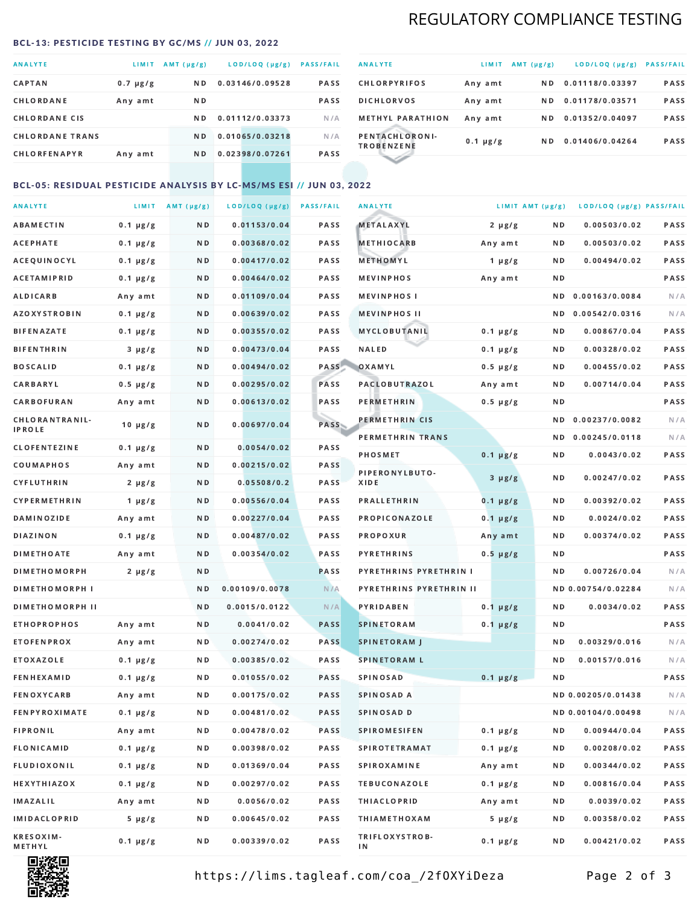# REGULATORY COMPLIANCE TESTING

## BCL-13: PESTICIDE TESTING BY GC/MS // JUN 03, 2022

| ANALYTE | LIMIT | AMT (µg/g) | LOD/LOQ (µg/g) | PASS/FAIL |
|---|---|---|---|---|
| CAPTAN | 0.7 µg/g | ND | 0.03146/0.09528 | PASS |
| CHLORDANE | Any amt | ND | | PASS |
| CHLORDANE CIS | | ND | 0.01112/0.03373 | N/A |
| CHLORDANE TRANS | | ND | 0.01065/0.03218 | N/A |
| CHLORFENAPYR | Any amt | ND | 0.02398/0.07261 | PASS |
| CHLORPYRIFOS | Any amt | ND | 0.01118/0.03397 | PASS |
| DICHLORVOS | Any amt | ND | 0.01178/0.03571 | PASS |
| METHYL PARATHION | Any amt | ND | 0.01352/0.04097 | PASS |
| PENTACHLORONITROBENZENE | 0.1 µg/g | ND | 0.01406/0.04264 | PASS |

## BCL-05: RESIDUAL PESTICIDE ANALYSIS BY LC-MS/MS ESI // JUN 03, 2022

| ANALYTE | LIMIT | AMT (µg/g) | LOD/LOQ (µg/g) | PASS/FAIL |
|---|---|---|---|---|
| ABAMECTIN | 0.1 µg/g | ND | 0.01153/0.04 | PASS |
| ACEPHATE | 0.1 µg/g | ND | 0.00368/0.02 | PASS |
| ACEQUINOCYL | 0.1 µg/g | ND | 0.00417/0.02 | PASS |
| ACETAMIPRID | 0.1 µg/g | ND | 0.00464/0.02 | PASS |
| ALDICARB | Any amt | ND | 0.01109/0.04 | PASS |
| AZOXYSTROBIN | 0.1 µg/g | ND | 0.00639/0.02 | PASS |
| BIFENAZATE | 0.1 µg/g | ND | 0.00355/0.02 | PASS |
| BIFENTHRIN | 3 µg/g | ND | 0.00473/0.04 | PASS |
| BOSCALID | 0.1 µg/g | ND | 0.00494/0.02 | PASS |
| CARBARYL | 0.5 µg/g | ND | 0.00295/0.02 | PASS |
| CARBOFURAN | Any amt | ND | 0.00613/0.02 | PASS |
| CHLORANTRANILIPROLE | 10 µg/g | ND | 0.00697/0.04 | PASS |
| CLOFENTEZINE | 0.1 µg/g | ND | 0.0054/0.02 | PASS |
| COUMAPHOS | Any amt | ND | 0.00215/0.02 | PASS |
| CYFLUTHRIN | 2 µg/g | ND | 0.05508/0.2 | PASS |
| CYPERMETHRIN | 1 µg/g | ND | 0.00556/0.04 | PASS |
| DAMINOZIDE | Any amt | ND | 0.00227/0.04 | PASS |
| DIAZINON | 0.1 µg/g | ND | 0.00487/0.02 | PASS |
| DIMETHOATE | Any amt | ND | 0.00354/0.02 | PASS |
| DIMETHOMORPH | 2 µg/g | ND | | PASS |
| DIMETHOMORPH I | | ND | 0.00109/0.0078 | N/A |
| DIMETHOMORPH II | | ND | 0.0015/0.0122 | N/A |
| ETHOPROPHOS | Any amt | ND | 0.0041/0.02 | PASS |
| ETOFENPROX | Any amt | ND | 0.00274/0.02 | PASS |
| ETOXAZOLE | 0.1 µg/g | ND | 0.00385/0.02 | PASS |
| FENHEXAMID | 0.1 µg/g | ND | 0.01055/0.02 | PASS |
| FENOXYCARB | Any amt | ND | 0.00175/0.02 | PASS |
| FENPYROXIMATE | 0.1 µg/g | ND | 0.00481/0.02 | PASS |
| FIPRONIL | Any amt | ND | 0.00478/0.02 | PASS |
| FLONICAMID | 0.1 µg/g | ND | 0.00398/0.02 | PASS |
| FLUDIOXONIL | 0.1 µg/g | ND | 0.01369/0.04 | PASS |
| HEXYTHIAZOX | 0.1 µg/g | ND | 0.00297/0.02 | PASS |
| IMAZALIL | Any amt | ND | 0.0056/0.02 | PASS |
| IMIDACLOPRID | 5 µg/g | ND | 0.00645/0.02 | PASS |
| KRESOXIM-METHYL | 0.1 µg/g | ND | 0.00339/0.02 | PASS |
| METALAXYL | 2 µg/g | ND | 0.00503/0.02 | PASS |
| METHIOCARB | Any amt | ND | 0.00503/0.02 | PASS |
| METHOMYL | 1 µg/g | ND | 0.00494/0.02 | PASS |
| MEVINPHOS | Any amt | ND | | PASS |
| MEVINPHOS I | | ND | 0.00163/0.0084 | N/A |
| MEVINPHOS II | | ND | 0.00542/0.0316 | N/A |
| MYCLOBUTANIL | 0.1 µg/g | ND | 0.00867/0.04 | PASS |
| NALED | 0.1 µg/g | ND | 0.00328/0.02 | PASS |
| OXAMYL | 0.5 µg/g | ND | 0.00455/0.02 | PASS |
| PACLOBUTRAZOL | Any amt | ND | 0.00714/0.04 | PASS |
| PERMETHRIN | 0.5 µg/g | ND | | PASS |
| PERMETHRIN CIS | | ND | 0.00237/0.0082 | N/A |
| PERMETHRIN TRANS | | ND | 0.00245/0.0118 | N/A |
| PHOSMET | 0.1 µg/g | ND | 0.0043/0.02 | PASS |
| PIPERONYLBUTOXIDE | 3 µg/g | ND | 0.00247/0.02 | PASS |
| PRALLETHRIN | 0.1 µg/g | ND | 0.00392/0.02 | PASS |
| PROPICONAZOLE | 0.1 µg/g | ND | 0.0024/0.02 | PASS |
| PROPOXUR | Any amt | ND | 0.00374/0.02 | PASS |
| PYRETHRINS | 0.5 µg/g | ND | | PASS |
| PYRETHRINS PYRETHRIN I | | ND | 0.00726/0.04 | N/A |
| PYRETHRINS PYRETHRIN II | | ND | 0.00754/0.02284 | N/A |
| PYRIDABEN | 0.1 µg/g | ND | 0.0034/0.02 | PASS |
| SPINETORAM | 0.1 µg/g | ND | | PASS |
| SPINETORAM J | | ND | 0.00329/0.016 | N/A |
| SPINETORAM L | | ND | 0.00157/0.016 | N/A |
| SPINOSAD | 0.1 µg/g | ND | | PASS |
| SPINOSAD A | | ND | 0.00205/0.01438 | N/A |
| SPINOSAD D | | ND | 0.00104/0.00498 | N/A |
| SPIROMESIFEN | 0.1 µg/g | ND | 0.00944/0.04 | PASS |
| SPIROTETRAMAT | 0.1 µg/g | ND | 0.00208/0.02 | PASS |
| SPIROXAMINE | Any amt | ND | 0.00344/0.02 | PASS |
| TEBUCONAZOLE | 0.1 µg/g | ND | 0.00816/0.04 | PASS |
| THIACLOPRID | Any amt | ND | 0.0039/0.02 | PASS |
| THIAMETHOXAM | 5 µg/g | ND | 0.00358/0.02 | PASS |
| TRIFLOXYSTROBIN | 0.1 µg/g | ND | 0.00421/0.02 | PASS |

https://lims.tagleaf.com/coa_/2fOXYiDeza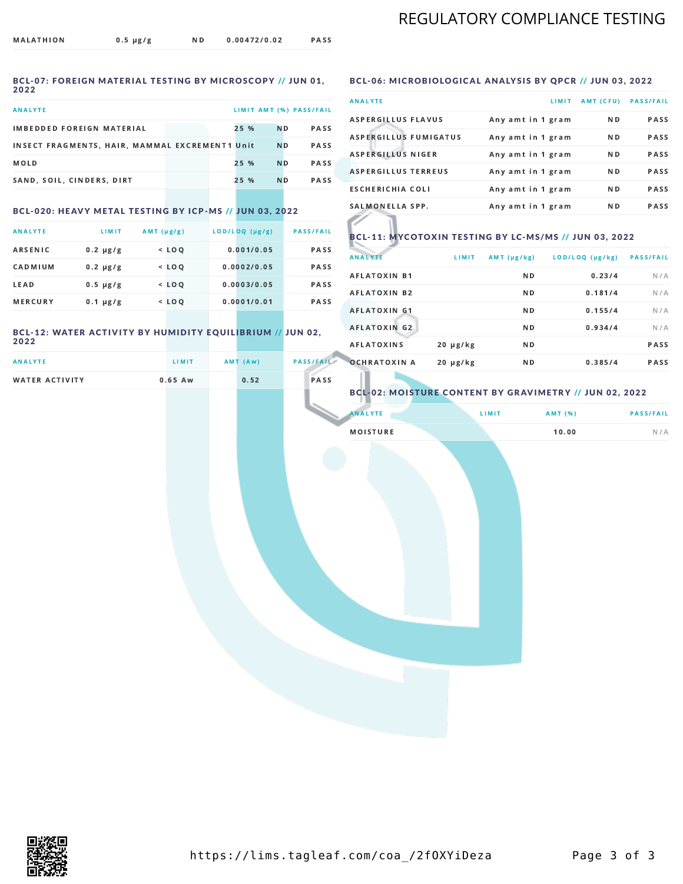| | | | | |
|---|---|---|---|---|
| MALATHION | 0.5 µg/g | ND | 0.00472/0.02 | PASS |

## BCL-07: FOREIGN MATERIAL TESTING BY MICROSCOPY // JUN 01, 2022

| ANALYTE | LIMIT | AMT (%) | PASS/FAIL |
|---|---|---|---|
| IMBEDDED FOREIGN MATERIAL | 25 % | ND | PASS |
| INSECT FRAGMENTS, HAIR, MAMMAL EXCREMENT | 1 Unit | ND | PASS |
| MOLD | 25 % | ND | PASS |
| SAND, SOIL, CINDERS, DIRT | 25 % | ND | PASS |

## BCL-020: HEAVY METAL TESTING BY ICP-MS // JUN 03, 2022

| ANALYTE | LIMIT | AMT (µg/g) | LOD/LOQ (µg/g) | PASS/FAIL |
|---|---|---|---|---|
| ARSENIC | 0.2 µg/g | < LOQ | 0.001/0.05 | PASS |
| CADMIUM | 0.2 µg/g | < LOQ | 0.0002/0.05 | PASS |
| LEAD | 0.5 µg/g | < LOQ | 0.0003/0.05 | PASS |
| MERCURY | 0.1 µg/g | < LOQ | 0.0001/0.01 | PASS |

## BCL-12: WATER ACTIVITY BY HUMIDITY EQUILIBRIUM // JUN 02, 2022

| ANALYTE | LIMIT | AMT (Aw) | PASS/FAIL |
|---|---|---|---|
| WATER ACTIVITY | 0.65 Aw | 0.52 | PASS |

## BCL-06: MICROBIOLOGICAL ANALYSIS BY QPCR // JUN 03, 2022

| ANALYTE | LIMIT | AMT (CFU) | PASS/FAIL |
|---|---|---|---|
| ASPERGILLUS FLAVUS | Any amt in 1 gram | ND | PASS |
| ASPERGILLUS FUMIGATUS | Any amt in 1 gram | ND | PASS |
| ASPERGILLUS NIGER | Any amt in 1 gram | ND | PASS |
| ASPERGILLUS TERREUS | Any amt in 1 gram | ND | PASS |
| ESCHERICHIA COLI | Any amt in 1 gram | ND | PASS |
| SALMONELLA SPP. | Any amt in 1 gram | ND | PASS |

## BCL-11: MYCOTOXIN TESTING BY LC-MS/MS // JUN 03, 2022

| ANALYTE | LIMIT | AMT (µg/kg) | LOD/LOQ (µg/kg) | PASS/FAIL |
|---|---|---|---|---|
| AFLATOXIN B1 | | ND | 0.23/4 | N/A |
| AFLATOXIN B2 | | ND | 0.181/4 | N/A |
| AFLATOXIN G1 | | ND | 0.155/4 | N/A |
| AFLATOXIN G2 | | ND | 0.934/4 | N/A |
| AFLATOXINS | 20 µg/kg | ND | | PASS |
| OCHRATOXIN A | 20 µg/kg | ND | 0.385/4 | PASS |

## BCL-02: MOISTURE CONTENT BY GRAVIMETRY // JUN 02, 2022

| ANALYTE | LIMIT | AMT (%) | PASS/FAIL |
|---|---|---|---|
| MOISTURE | | 10.00 | N/A |

https://lims.tagleaf.com/coa_/2fOXYiDeza